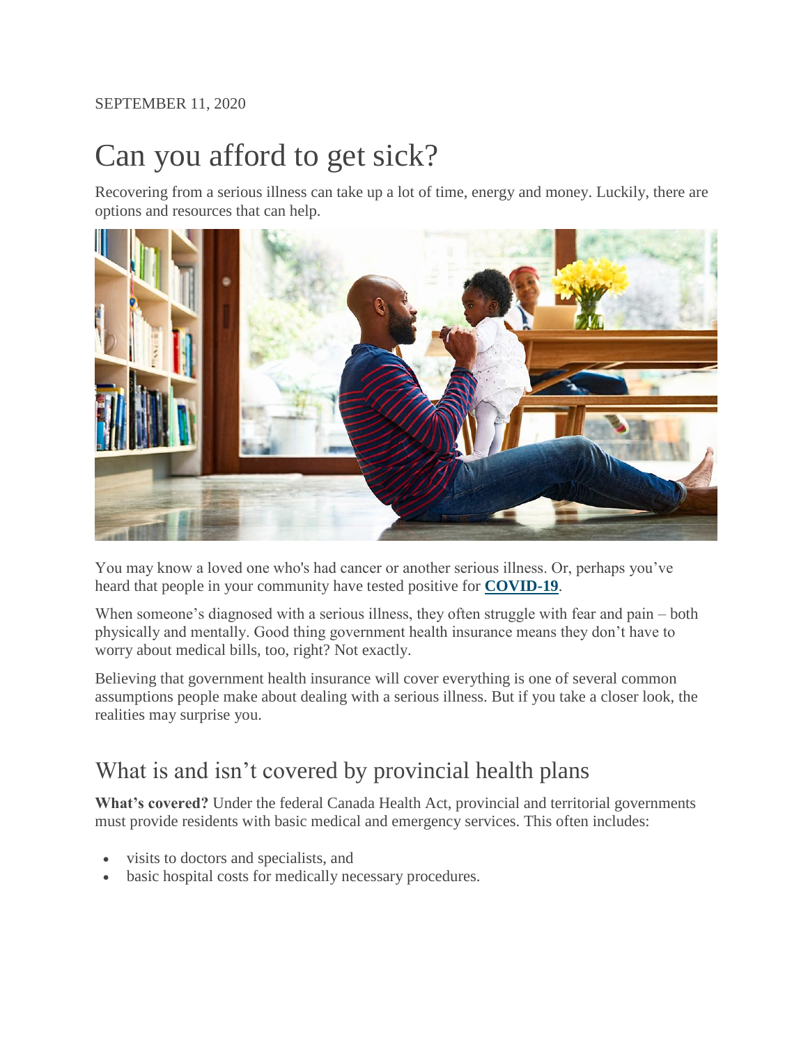SEPTEMBER 11, 2020

# Can you afford to get sick?

Recovering from a serious illness can take up a lot of time, energy and money. Luckily, there are options and resources that can help.

You may know a loved one who's had cancer or another serious illness. Or, perhaps you've heard that people in your community have tested positive for **COVID-19**.

When someone's diagnosed with a serious illness, they often struggle with fear and pain – both physically and mentally. Good thing government health insurance means they don't have to worry about medical bills, too, right? Not exactly.

Believing that government health insurance will cover everything is one of several common assumptions people make about dealing with a serious illness. But if you take a closer look, the realities may surprise you.

## What is and isn't covered by provincial health plans

**What's covered?** Under the federal Canada Health Act, provincial and territorial governments must provide residents with basic medical and emergency services. This often includes:

- visits to doctors and specialists, and
- basic hospital costs for medically necessary procedures.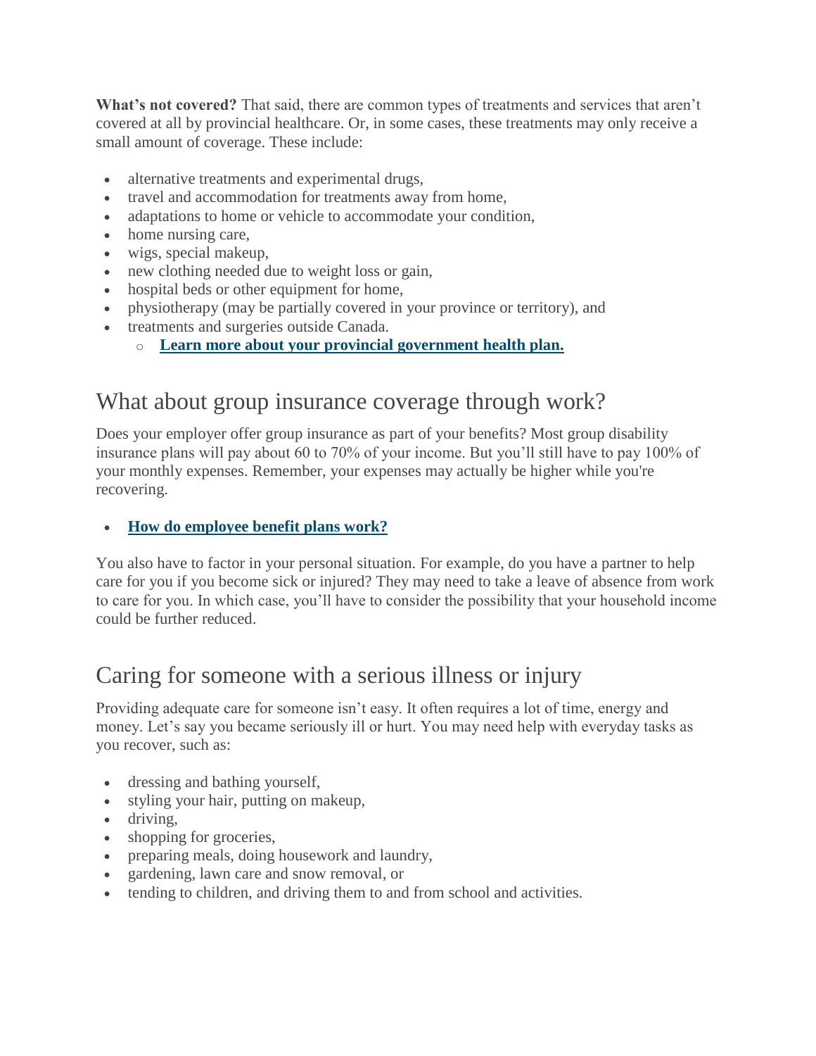**What's not covered?** That said, there are common types of treatments and services that aren't covered at all by provincial healthcare. Or, in some cases, these treatments may only receive a small amount of coverage. These include:

- alternative treatments and experimental drugs,
- travel and accommodation for treatments away from home,
- adaptations to home or vehicle to accommodate your condition,
- home nursing care,
- wigs, special makeup,
- new clothing needed due to weight loss or gain,
- hospital beds or other equipment for home,
- physiotherapy (may be partially covered in your province or territory), and
- treatments and surgeries outside Canada.
  - **Learn more about your provincial government health plan.**

## What about group insurance coverage through work?

Does your employer offer group insurance as part of your benefits? Most group disability insurance plans will pay about 60 to 70% of your income. But you'll still have to pay 100% of your monthly expenses. Remember, your expenses may actually be higher while you're recovering.

- **How do employee benefit plans work?**

You also have to factor in your personal situation. For example, do you have a partner to help care for you if you become sick or injured? They may need to take a leave of absence from work to care for you. In which case, you'll have to consider the possibility that your household income could be further reduced.

## Caring for someone with a serious illness or injury

Providing adequate care for someone isn't easy. It often requires a lot of time, energy and money. Let's say you became seriously ill or hurt. You may need help with everyday tasks as you recover, such as:

- dressing and bathing yourself,
- styling your hair, putting on makeup,
- driving,
- shopping for groceries,
- preparing meals, doing housework and laundry,
- gardening, lawn care and snow removal, or
- tending to children, and driving them to and from school and activities.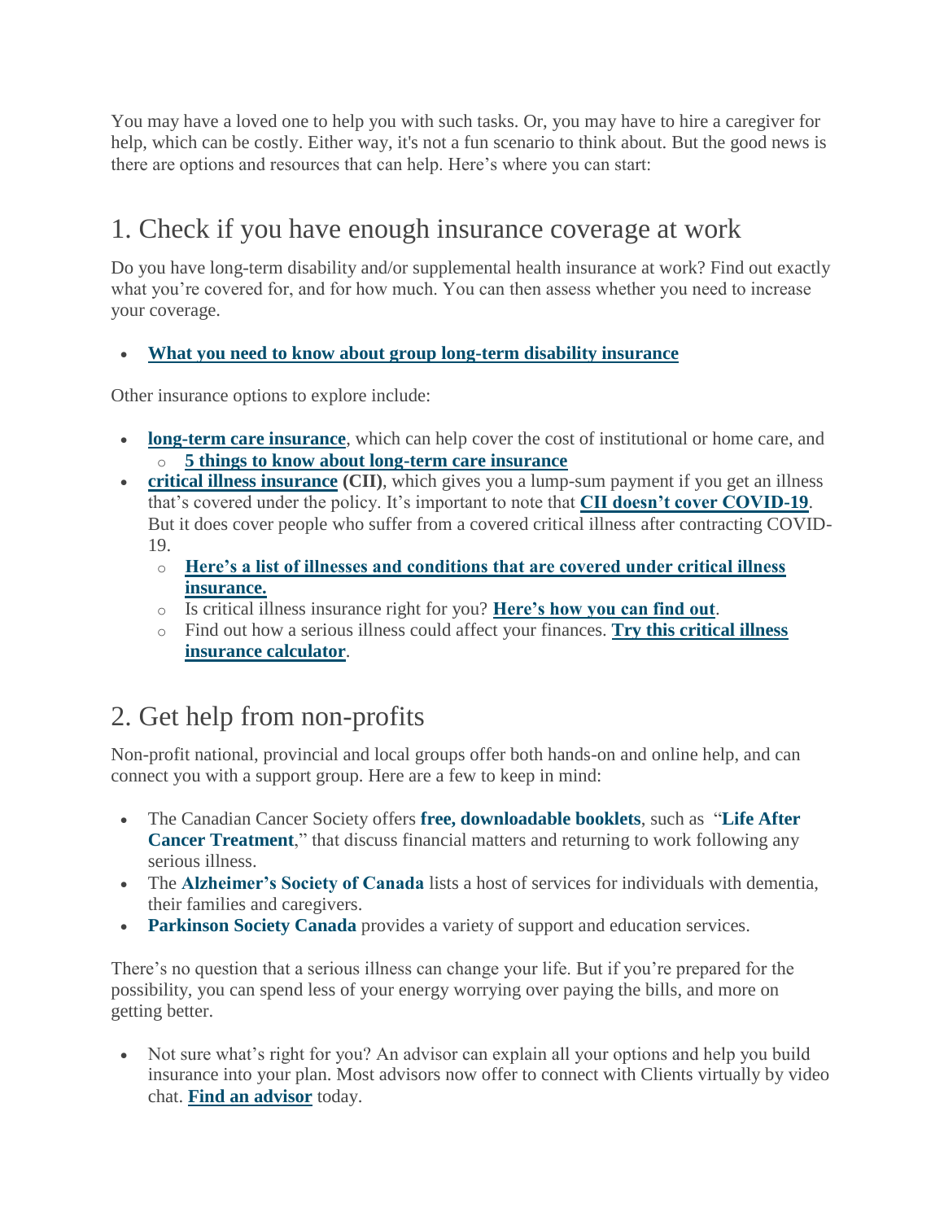You may have a loved one to help you with such tasks. Or, you may have to hire a caregiver for help, which can be costly. Either way, it's not a fun scenario to think about. But the good news is there are options and resources that can help. Here's where you can start:

## 1. Check if you have enough insurance coverage at work

Do you have long-term disability and/or supplemental health insurance at work? Find out exactly what you're covered for, and for how much. You can then assess whether you need to increase your coverage.

- **What you need to know about group long-term disability insurance**

Other insurance options to explore include:

- **long-term care insurance**, which can help cover the cost of institutional or home care, and
  - **5 things to know about long-term care insurance**
- **critical illness insurance (CII)**, which gives you a lump-sum payment if you get an illness that's covered under the policy. It's important to note that **CII doesn't cover COVID-19**. But it does cover people who suffer from a covered critical illness after contracting COVID-19.
  - **Here's a list of illnesses and conditions that are covered under critical illness insurance.**
  - Is critical illness insurance right for you? **Here's how you can find out**.
  - Find out how a serious illness could affect your finances. **Try this critical illness insurance calculator**.

## 2. Get help from non-profits

Non-profit national, provincial and local groups offer both hands-on and online help, and can connect you with a support group. Here are a few to keep in mind:

- The Canadian Cancer Society offers **free, downloadable booklets**, such as "**Life After Cancer Treatment**," that discuss financial matters and returning to work following any serious illness.
- The **Alzheimer's Society of Canada** lists a host of services for individuals with dementia, their families and caregivers.
- **Parkinson Society Canada** provides a variety of support and education services.

There's no question that a serious illness can change your life. But if you're prepared for the possibility, you can spend less of your energy worrying over paying the bills, and more on getting better.

- Not sure what's right for you? An advisor can explain all your options and help you build insurance into your plan. Most advisors now offer to connect with Clients virtually by video chat. **Find an advisor** today.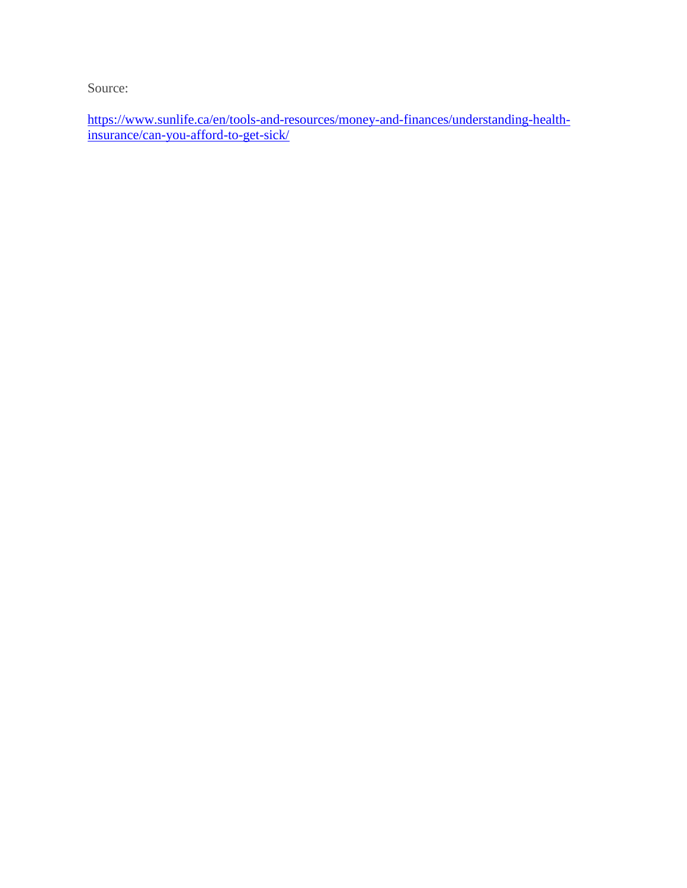Source:

https://www.sunlife.ca/en/tools-and-resources/money-and-finances/understanding-health-insurance/can-you-afford-to-get-sick/